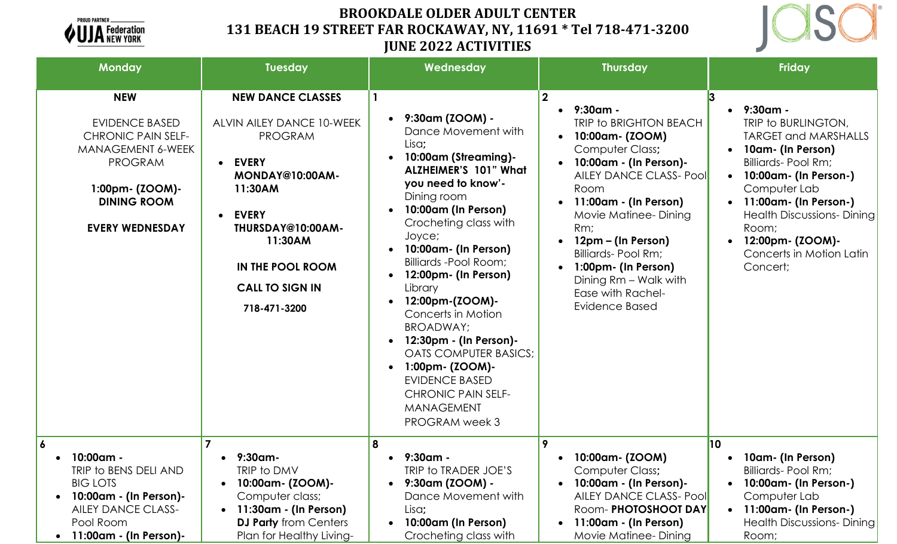PROUD PARTNER UJA Federation NEW YORK

# BROOKDALE OLDER ADULT CENTER
## 131 BEACH 19 STREET FAR ROCKAWAY, NY, 11691 * Tel 718-471-3200
## JUNE 2022 ACTIVITIES

| Monday | Tuesday | Wednesday | Thursday | Friday |
|---|---|---|---|---|
| **NEW**<br><br>EVIDENCE BASED CHRONIC PAIN SELF-MANAGEMENT 6-WEEK PROGRAM<br><br>**1:00pm- (ZOOM)- DINING ROOM**<br><br>**EVERY WEDNESDAY** | **NEW DANCE CLASSES**<br><br>ALVIN AILEY DANCE 10-WEEK PROGRAM<br><br>• **EVERY MONDAY@10:00AM-11:30AM**<br><br>• **EVERY THURSDAY@10:00AM-11:30AM**<br><br>**IN THE POOL ROOM**<br><br>**CALL TO SIGN IN**<br><br>**718-471-3200** | **1**<br>• **9:30am (ZOOM) -** Dance Movement with Lisa**;**<br>• **10:00am (Streaming)- ALZHEIMER'S 101" What you need to know'-** Dining room<br>• **10:00am (In Person)** Crocheting class with Joyce;<br>• **10:00am- (In Person)** Billiards -Pool Room;<br>• **12:00pm- (In Person)** Library<br>• **12:00pm-(ZOOM)-** Concerts in Motion BROADWAY;<br>• **12:30pm - (In Person)-** OATS COMPUTER BASICS;<br>• **1:00pm- (ZOOM)-** EVIDENCE BASED CHRONIC PAIN SELF-MANAGEMENT PROGRAM week 3 | **2**<br>• **9:30am -** TRIP to BRIGHTON BEACH<br>• **10:00am- (ZOOM)** Computer Class**;**<br>• **10:00am - (In Person)-** AILEY DANCE CLASS- Pool Room<br>• **11:00am - (In Person)** Movie Matinee- Dining Rm;<br>• **12pm – (In Person)** Billiards- Pool Rm;<br>• **1:00pm- (In Person)** Dining Rm – Walk with Ease with Rachel- Evidence Based | **3**<br>• **9:30am -** TRIP to BURLINGTON, TARGET and MARSHALLS<br>• **10am- (In Person)** Billiards- Pool Rm;<br>• **10:00am- (In Person-)** Computer Lab<br>• **11:00am- (In Person-)** Health Discussions- Dining Room;<br>• **12:00pm- (ZOOM)-** Concerts in Motion Latin Concert; |
| **6**<br>• **10:00am -** TRIP to BENS DELI AND BIG LOTS<br>• **10:00am - (In Person)-** AILEY DANCE CLASS- Pool Room<br>• **11:00am - (In Person)-** | **7**<br>• **9:30am-** TRIP to DMV<br>• **10:00am- (ZOOM)-** Computer class;<br>• **11:30am - (In Person) DJ Party** from Centers Plan for Healthy Living- | **8**<br>• **9:30am -** TRIP to TRADER JOE'S<br>• **9:30am (ZOOM) -** Dance Movement with Lisa**;**<br>• **10:00am (In Person)** Crocheting class with | **9**<br>• **10:00am- (ZOOM)** Computer Class**;**<br>• **10:00am - (In Person)-** AILEY DANCE CLASS- Pool Room- **PHOTOSHOOT DAY**<br>• **11:00am - (In Person)** Movie Matinee- Dining | **10**<br>• **10am- (In Person)** Billiards- Pool Rm;<br>• **10:00am- (In Person-)** Computer Lab<br>• **11:00am- (In Person-)** Health Discussions- Dining Room; |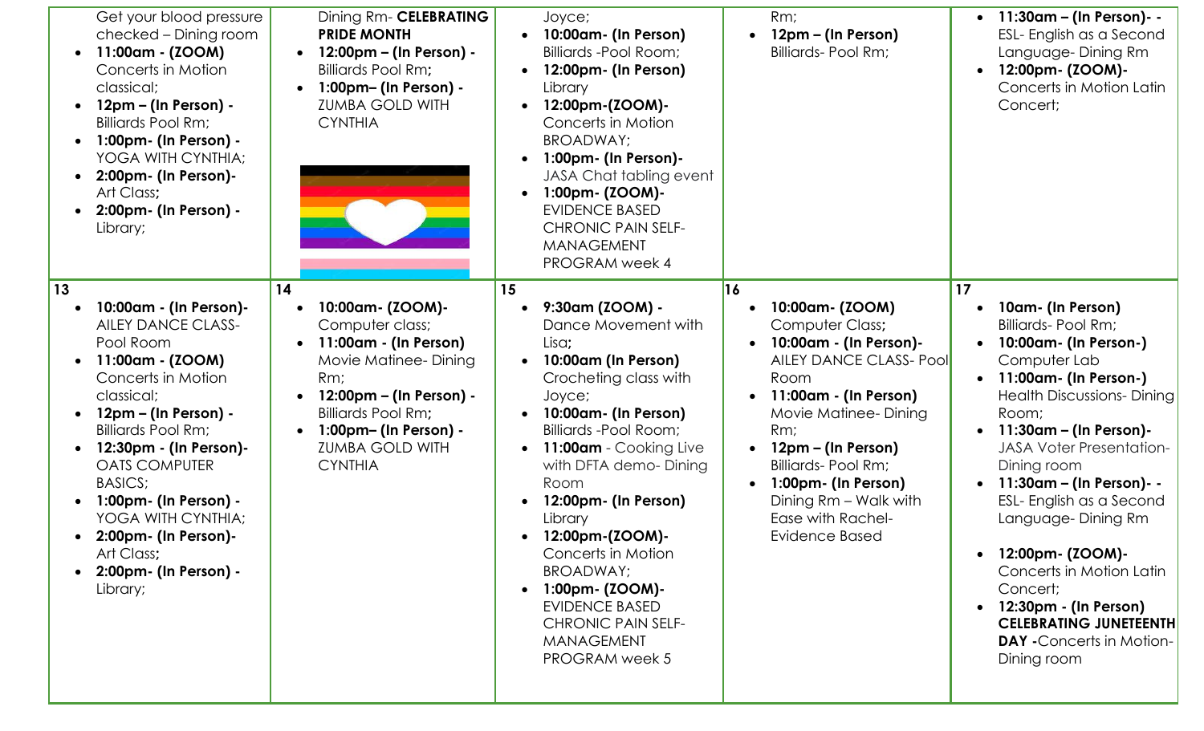| | | | | |
|---|---|---|---|---|
| Get your blood pressure checked – Dining room<br>• **11:00am - (ZOOM)** Concerts in Motion classical;<br>• **12pm – (In Person) -** Billiards Pool Rm;<br>• **1:00pm- (In Person) -** YOGA WITH CYNTHIA;<br>• **2:00pm- (In Person)-** Art Class**;**<br>• **2:00pm- (In Person) -** Library; | Dining Rm- **CELEBRATING PRIDE MONTH**<br>• **12:00pm – (In Person) -** Billiards Pool Rm**;**<br>• **1:00pm– (In Person) -** ZUMBA GOLD WITH CYNTHIA | Joyce;<br>• **10:00am- (In Person)** Billiards -Pool Room;<br>• **12:00pm- (In Person)** Library<br>• **12:00pm-(ZOOM)-** Concerts in Motion BROADWAY;<br>• **1:00pm- (In Person)-** JASA Chat tabling event<br>• **1:00pm- (ZOOM)-** EVIDENCE BASED CHRONIC PAIN SELF-MANAGEMENT PROGRAM week 4 | Rm;<br>• **12pm – (In Person)** Billiards- Pool Rm; | • **11:30am – (In Person)- -** ESL- English as a Second Language- Dining Rm<br>• **12:00pm- (ZOOM)-** Concerts in Motion Latin Concert; |
| **13**<br>• **10:00am - (In Person)-** AILEY DANCE CLASS- Pool Room<br>• **11:00am - (ZOOM)** Concerts in Motion classical;<br>• **12pm – (In Person) -** Billiards Pool Rm;<br>• **12:30pm - (In Person)-** OATS COMPUTER BASICS;<br>• **1:00pm- (In Person) -** YOGA WITH CYNTHIA;<br>• **2:00pm- (In Person)-** Art Class**;**<br>• **2:00pm- (In Person) -** Library; | **14**<br>• **10:00am- (ZOOM)-** Computer class;<br>• **11:00am - (In Person)** Movie Matinee- Dining Rm;<br>• **12:00pm – (In Person) -** Billiards Pool Rm**;**<br>• **1:00pm– (In Person) -** ZUMBA GOLD WITH CYNTHIA | **15**<br>• **9:30am (ZOOM) -** Dance Movement with Lisa**;**<br>• **10:00am (In Person)** Crocheting class with Joyce;<br>• **10:00am- (In Person)** Billiards -Pool Room;<br>• **11:00am** - Cooking Live with DFTA demo- Dining Room<br>• **12:00pm- (In Person)** Library<br>• **12:00pm-(ZOOM)-** Concerts in Motion BROADWAY;<br>• **1:00pm- (ZOOM)-** EVIDENCE BASED CHRONIC PAIN SELF-MANAGEMENT PROGRAM week 5 | **16**<br>• **10:00am- (ZOOM)** Computer Class**;**<br>• **10:00am - (In Person)-** AILEY DANCE CLASS- Pool Room<br>• **11:00am - (In Person)** Movie Matinee- Dining Rm;<br>• **12pm – (In Person)** Billiards- Pool Rm;<br>• **1:00pm- (In Person)** Dining Rm – Walk with Ease with Rachel- Evidence Based | **17**<br>• **10am- (In Person)** Billiards- Pool Rm;<br>• **10:00am- (In Person-)** Computer Lab<br>• **11:00am- (In Person-)** Health Discussions- Dining Room;<br>• **11:30am – (In Person)-** JASA Voter Presentation- Dining room<br>• **11:30am – (In Person)- -** ESL- English as a Second Language- Dining Rm<br>• **12:00pm- (ZOOM)-** Concerts in Motion Latin Concert;<br>• **12:30pm - (In Person) CELEBRATING JUNETEENTH DAY -**Concerts in Motion- Dining room |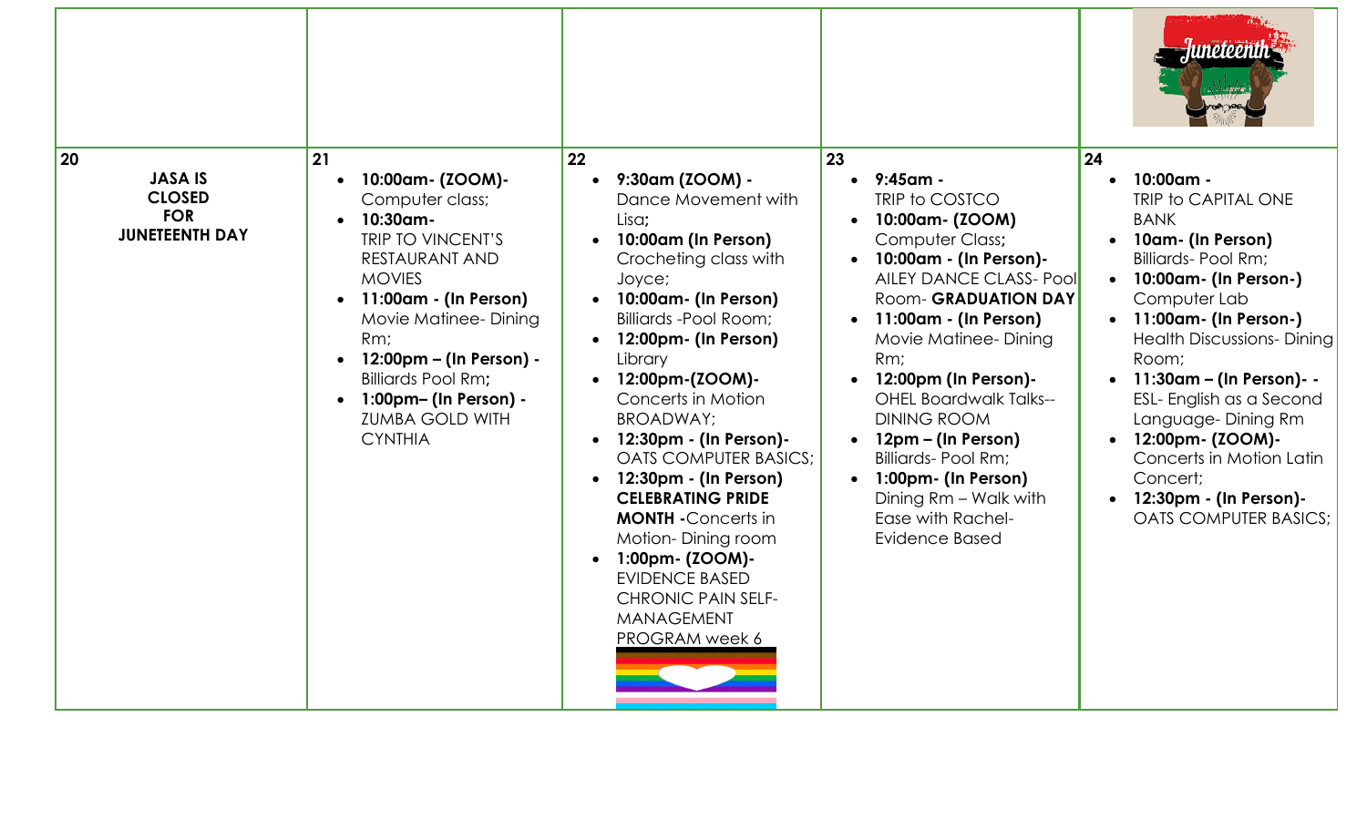| | | | | Juneteenth |
|---|---|---|---|---|
| **20**<br>**JASA IS CLOSED FOR JUNETEENTH DAY** | **21**<br>• **10:00am- (ZOOM)-** Computer class;<br>• **10:30am-** TRIP TO VINCENT'S RESTAURANT AND MOVIES<br>• **11:00am - (In Person)** Movie Matinee- Dining Rm;<br>• **12:00pm – (In Person) -** Billiards Pool Rm**;**<br>• **1:00pm– (In Person) -** ZUMBA GOLD WITH CYNTHIA | **22**<br>• **9:30am (ZOOM) -** Dance Movement with Lisa**;**<br>• **10:00am (In Person)** Crocheting class with Joyce;<br>• **10:00am- (In Person)** Billiards -Pool Room;<br>• **12:00pm- (In Person)** Library<br>• **12:00pm-(ZOOM)-** Concerts in Motion BROADWAY;<br>• **12:30pm - (In Person)-** OATS COMPUTER BASICS;<br>• **12:30pm - (In Person) CELEBRATING PRIDE MONTH -**Concerts in Motion- Dining room<br>• **1:00pm- (ZOOM)-** EVIDENCE BASED CHRONIC PAIN SELF-MANAGEMENT PROGRAM week 6 | **23**<br>• **9:45am -** TRIP to COSTCO<br>• **10:00am- (ZOOM)** Computer Class**;**<br>• **10:00am - (In Person)-** AILEY DANCE CLASS- Pool Room- **GRADUATION DAY**<br>• **11:00am - (In Person)** Movie Matinee- Dining Rm;<br>• **12:00pm (In Person)-** OHEL Boardwalk Talks-- DINING ROOM<br>• **12pm – (In Person)** Billiards- Pool Rm;<br>• **1:00pm- (In Person)** Dining Rm – Walk with Ease with Rachel- Evidence Based | **24**<br>• **10:00am -** TRIP to CAPITAL ONE BANK<br>• **10am- (In Person)** Billiards- Pool Rm;<br>• **10:00am- (In Person-)** Computer Lab<br>• **11:00am- (In Person-)** Health Discussions- Dining Room;<br>• **11:30am – (In Person)- -** ESL- English as a Second Language- Dining Rm<br>• **12:00pm- (ZOOM)-** Concerts in Motion Latin Concert;<br>• **12:30pm - (In Person)-** OATS COMPUTER BASICS; |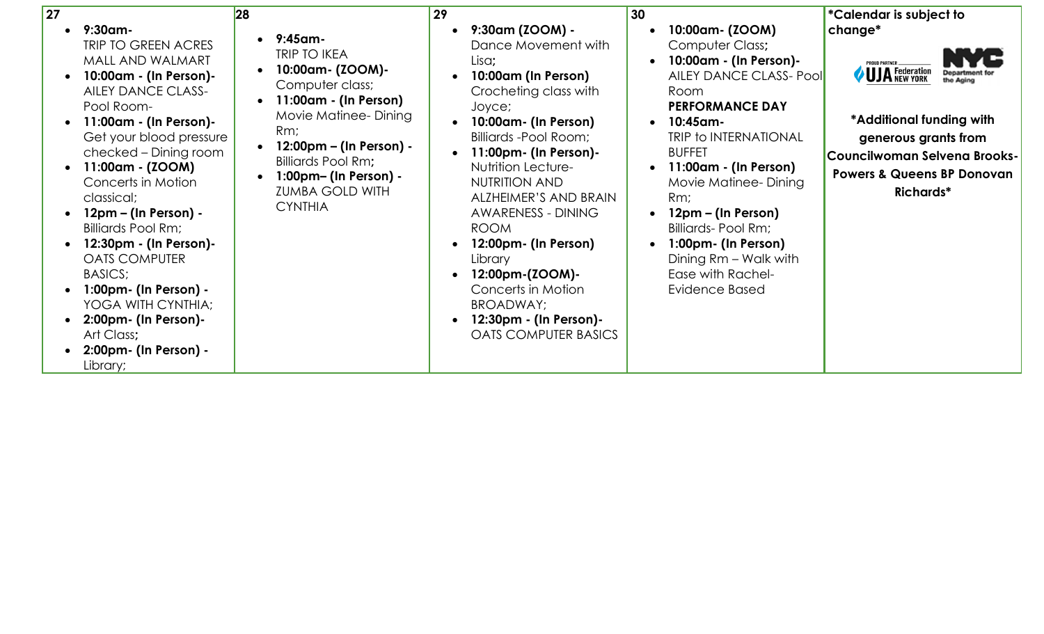| 27 | 28 | 29 | 30 | *Calendar is subject to change* |
|---|---|---|---|---|
| • **9:30am-** TRIP TO GREEN ACRES MALL AND WALMART<br>• **10:00am - (In Person)-** AILEY DANCE CLASS- Pool Room-<br>• **11:00am - (In Person)-** Get your blood pressure checked – Dining room<br>• **11:00am - (ZOOM)** Concerts in Motion classical;<br>• **12pm – (In Person) -** Billiards Pool Rm;<br>• **12:30pm - (In Person)-** OATS COMPUTER BASICS;<br>• **1:00pm- (In Person) -** YOGA WITH CYNTHIA;<br>• **2:00pm- (In Person)-** Art Class;<br>• **2:00pm- (In Person) -** Library; | • **9:45am-** TRIP TO IKEA<br>• **10:00am- (ZOOM)-** Computer class;<br>• **11:00am - (In Person)** Movie Matinee- Dining Rm;<br>• **12:00pm – (In Person) -** Billiards Pool Rm;<br>• **1:00pm– (In Person) -** ZUMBA GOLD WITH CYNTHIA | • **9:30am (ZOOM) -** Dance Movement with Lisa;<br>• **10:00am (In Person)** Crocheting class with Joyce;<br>• **10:00am- (In Person)** Billiards -Pool Room;<br>• **11:00pm- (In Person)-** Nutrition Lecture- NUTRITION AND ALZHEIMER'S AND BRAIN AWARENESS - DINING ROOM<br>• **12:00pm- (In Person)** Library<br>• **12:00pm-(ZOOM)-** Concerts in Motion BROADWAY;<br>• **12:30pm - (In Person)-** OATS COMPUTER BASICS | • **10:00am- (ZOOM)** Computer Class;<br>• **10:00am - (In Person)-** AILEY DANCE CLASS- Pool Room **PERFORMANCE DAY**<br>• **10:45am-** TRIP to INTERNATIONAL BUFFET<br>• **11:00am - (In Person)** Movie Matinee- Dining Rm;<br>• **12pm – (In Person)** Billiards- Pool Rm;<br>• **1:00pm- (In Person)** Dining Rm – Walk with Ease with Rachel- Evidence Based | PROUD PARTNER UJA Federation NEW YORK; NYC Department for the Aging<br><br>***Additional funding with generous grants from Councilwoman Selvena Brooks-Powers & Queens BP Donovan Richards*** |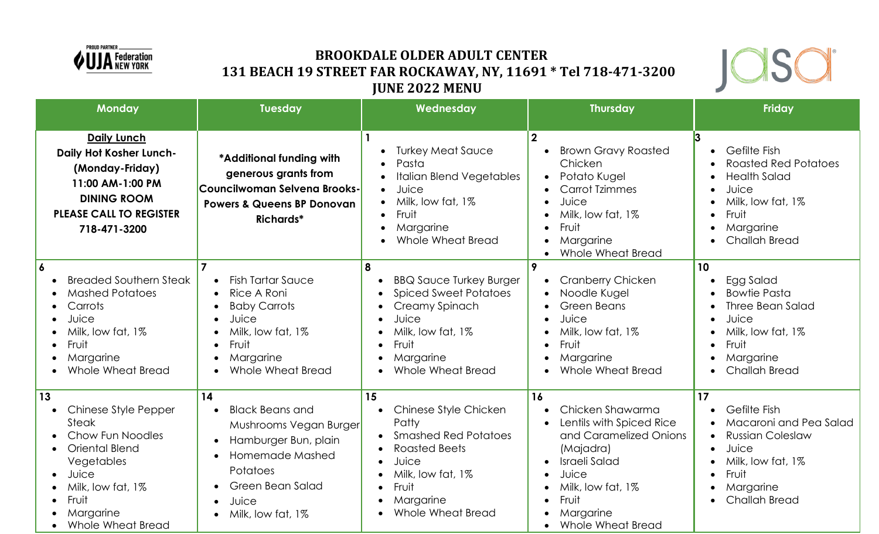PROUD PARTNER UJA Federation NEW YORK

# BROOKDALE OLDER ADULT CENTER
## 131 BEACH 19 STREET FAR ROCKAWAY, NY, 11691 * Tel 718-471-3200
## JUNE 2022 MENU

jasa

| Monday | Tuesday | Wednesday | Thursday | Friday |
|---|---|---|---|---|
| **Daily Lunch**<br>**Daily Hot Kosher Lunch-(Monday-Friday)**<br>**11:00 AM-1:00 PM**<br>**DINING ROOM**<br>**PLEASE CALL TO REGISTER**<br>**718-471-3200** | ***Additional funding with generous grants from Councilwoman Selvena Brooks-Powers & Queens BP Donovan Richards*** | **1**<br>• Turkey Meat Sauce<br>• Pasta<br>• Italian Blend Vegetables<br>• Juice<br>• Milk, low fat, 1%<br>• Fruit<br>• Margarine<br>• Whole Wheat Bread | **2**<br>• Brown Gravy Roasted Chicken<br>• Potato Kugel<br>• Carrot Tzimmes<br>• Juice<br>• Milk, low fat, 1%<br>• Fruit<br>• Margarine<br>• Whole Wheat Bread | **3**<br>• Gefilte Fish<br>• Roasted Red Potatoes<br>• Health Salad<br>• Juice<br>• Milk, low fat, 1%<br>• Fruit<br>• Margarine<br>• Challah Bread |
| **6**<br>• Breaded Southern Steak<br>• Mashed Potatoes<br>• Carrots<br>• Juice<br>• Milk, low fat, 1%<br>• Fruit<br>• Margarine<br>• Whole Wheat Bread | **7**<br>• Fish Tartar Sauce<br>• Rice A Roni<br>• Baby Carrots<br>• Juice<br>• Milk, low fat, 1%<br>• Fruit<br>• Margarine<br>• Whole Wheat Bread | **8**<br>• BBQ Sauce Turkey Burger<br>• Spiced Sweet Potatoes<br>• Creamy Spinach<br>• Juice<br>• Milk, low fat, 1%<br>• Fruit<br>• Margarine<br>• Whole Wheat Bread | **9**<br>• Cranberry Chicken<br>• Noodle Kugel<br>• Green Beans<br>• Juice<br>• Milk, low fat, 1%<br>• Fruit<br>• Margarine<br>• Whole Wheat Bread | **10**<br>• Egg Salad<br>• Bowtie Pasta<br>• Three Bean Salad<br>• Juice<br>• Milk, low fat, 1%<br>• Fruit<br>• Margarine<br>• Challah Bread |
| **13**<br>• Chinese Style Pepper Steak<br>• Chow Fun Noodles<br>• Oriental Blend Vegetables<br>• Juice<br>• Milk, low fat, 1%<br>• Fruit<br>• Margarine<br>• Whole Wheat Bread | **14**<br>• Black Beans and Mushrooms Vegan Burger<br>• Hamburger Bun, plain<br>• Homemade Mashed Potatoes<br>• Green Bean Salad<br>• Juice<br>• Milk, low fat, 1% | **15**<br>• Chinese Style Chicken Patty<br>• Smashed Red Potatoes<br>• Roasted Beets<br>• Juice<br>• Milk, low fat, 1%<br>• Fruit<br>• Margarine<br>• Whole Wheat Bread | **16**<br>• Chicken Shawarma<br>• Lentils with Spiced Rice and Caramelized Onions (Majadra)<br>• Israeli Salad<br>• Juice<br>• Milk, low fat, 1%<br>• Fruit<br>• Margarine<br>• Whole Wheat Bread | **17**<br>• Gefilte Fish<br>• Macaroni and Pea Salad<br>• Russian Coleslaw<br>• Juice<br>• Milk, low fat, 1%<br>• Fruit<br>• Margarine<br>• Challah Bread |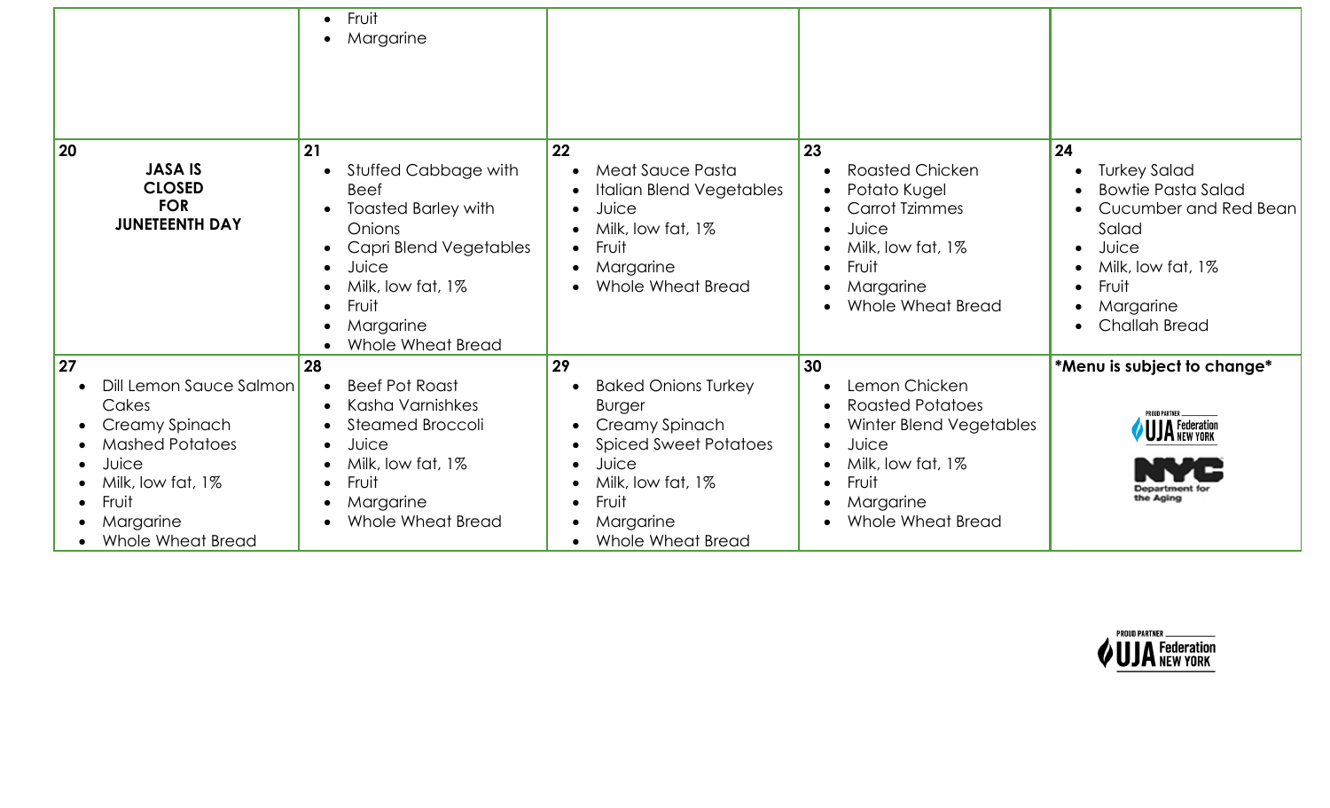| | | | | |
|---|---|---|---|---|
| | • Fruit<br>• Margarine | | | |
| **20**<br>**JASA IS CLOSED FOR JUNETEENTH DAY** | **21**<br>• Stuffed Cabbage with Beef<br>• Toasted Barley with Onions<br>• Capri Blend Vegetables<br>• Juice<br>• Milk, low fat, 1%<br>• Fruit<br>• Margarine<br>• Whole Wheat Bread | **22**<br>• Meat Sauce Pasta<br>• Italian Blend Vegetables<br>• Juice<br>• Milk, low fat, 1%<br>• Fruit<br>• Margarine<br>• Whole Wheat Bread | **23**<br>• Roasted Chicken<br>• Potato Kugel<br>• Carrot Tzimmes<br>• Juice<br>• Milk, low fat, 1%<br>• Fruit<br>• Margarine<br>• Whole Wheat Bread | **24**<br>• Turkey Salad<br>• Bowtie Pasta Salad<br>• Cucumber and Red Bean Salad<br>• Juice<br>• Milk, low fat, 1%<br>• Fruit<br>• Margarine<br>• Challah Bread |
| **27**<br>• Dill Lemon Sauce Salmon Cakes<br>• Creamy Spinach<br>• Mashed Potatoes<br>• Juice<br>• Milk, low fat, 1%<br>• Fruit<br>• Margarine<br>• Whole Wheat Bread | **28**<br>• Beef Pot Roast<br>• Kasha Varnishkes<br>• Steamed Broccoli<br>• Juice<br>• Milk, low fat, 1%<br>• Fruit<br>• Margarine<br>• Whole Wheat Bread | **29**<br>• Baked Onions Turkey Burger<br>• Creamy Spinach<br>• Spiced Sweet Potatoes<br>• Juice<br>• Milk, low fat, 1%<br>• Fruit<br>• Margarine<br>• Whole Wheat Bread | **30**<br>• Lemon Chicken<br>• Roasted Potatoes<br>• Winter Blend Vegetables<br>• Juice<br>• Milk, low fat, 1%<br>• Fruit<br>• Margarine<br>• Whole Wheat Bread | ***Menu is subject to change***<br>PROUD PARTNER UJA Federation NEW YORK<br>NYC Department for the Aging |

PROUD PARTNER UJA Federation NEW YORK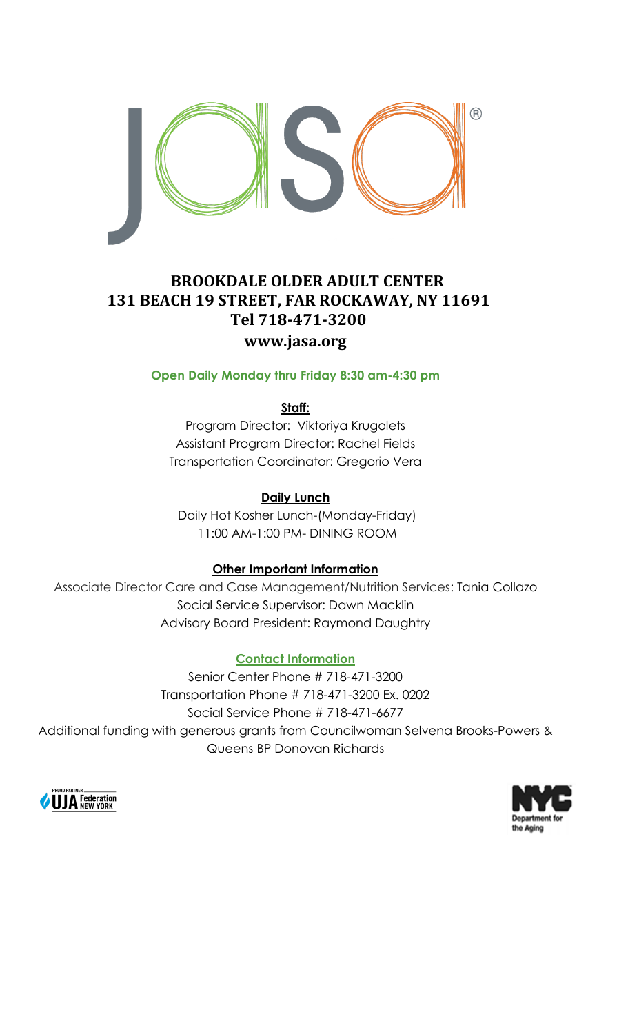# BROOKDALE OLDER ADULT CENTER
## 131 BEACH 19 STREET, FAR ROCKAWAY, NY 11691
## Tel 718-471-3200
## www.jasa.org

**Open Daily Monday thru Friday 8:30 am-4:30 pm**

**Staff:**

Program Director: Viktoriya Krugolets
Assistant Program Director: Rachel Fields
Transportation Coordinator: Gregorio Vera

**Daily Lunch**

Daily Hot Kosher Lunch-(Monday-Friday)
11:00 AM-1:00 PM- DINING ROOM

**Other Important Information**

Associate Director Care and Case Management/Nutrition Services: Tania Collazo
Social Service Supervisor: Dawn Macklin
Advisory Board President: Raymond Daughtry

**Contact Information**

Senior Center Phone # 718-471-3200
Transportation Phone # 718-471-3200 Ex. 0202
Social Service Phone # 718-471-6677
Additional funding with generous grants from Councilwoman Selvena Brooks-Powers & Queens BP Donovan Richards